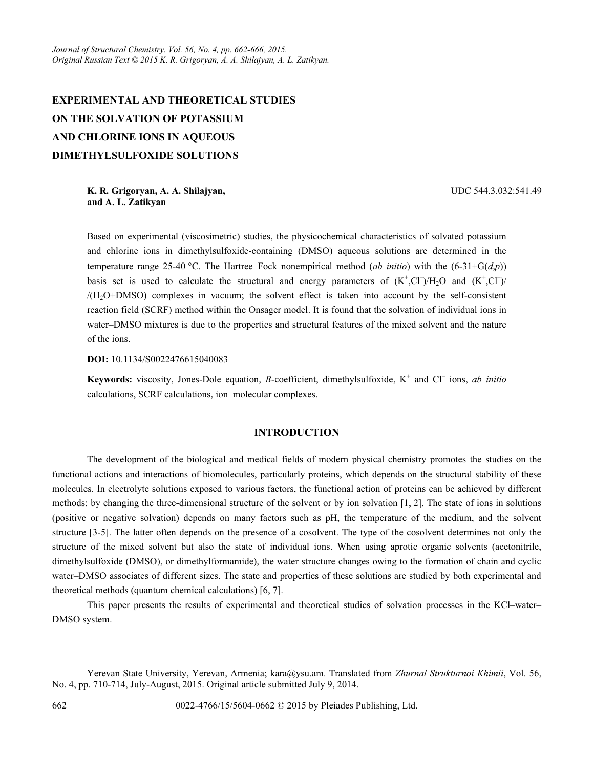# EXPERIMENTAL AND THEORETICAL STUDIES ON THE SOLVATION OF POTASSIUM AND CHLORINE IONS IN AQUEOUS DIMETHYLSULFOXIDE SOLUTIONS

**K. R. Grigoryan, A. A. Shilajyan, and A. L. Zatikyan**

UDC 544.3.032:541.49

Based on experimental (viscosimetric) studies, the physicochemical characteristics of solvated potassium and chlorine ions in dimethylsulfoxide-containing (DMSO) aqueous solutions are determined in the temperature range 25-40 °C. The Hartree–Fock nonempirical method (*ab initio*) with the (6-31+G(*d*,*p*)) basis set is used to calculate the structural and energy parameters of $(K^+,Cl^-)/H_2O$ and $(K^+,Cl^-)/(H_2O+DMSO)$ complexes in vacuum; the solvent effect is taken into account by the self-consistent reaction field (SCRF) method within the Onsager model. It is found that the solvation of individual ions in water–DMSO mixtures is due to the properties and structural features of the mixed solvent and the nature of the ions.

**DOI:** 10.1134/S0022476615040083

**Keywords:** viscosity, Jones-Dole equation, *B*-coefficient, dimethylsulfoxide, $K^+$ and $Cl^-$ ions, *ab initio* calculations, SCRF calculations, ion–molecular complexes.

## INTRODUCTION

The development of the biological and medical fields of modern physical chemistry promotes the studies on the functional actions and interactions of biomolecules, particularly proteins, which depends on the structural stability of these molecules. In electrolyte solutions exposed to various factors, the functional action of proteins can be achieved by different methods: by changing the three-dimensional structure of the solvent or by ion solvation [1, 2]. The state of ions in solutions (positive or negative solvation) depends on many factors such as pH, the temperature of the medium, and the solvent structure [3-5]. The latter often depends on the presence of a cosolvent. The type of the cosolvent determines not only the structure of the mixed solvent but also the state of individual ions. When using aprotic organic solvents (acetonitrile, dimethylsulfoxide (DMSO), or dimethylformamide), the water structure changes owing to the formation of chain and cyclic water–DMSO associates of different sizes. The state and properties of these solutions are studied by both experimental and theoretical methods (quantum chemical calculations) [6, 7].

This paper presents the results of experimental and theoretical studies of solvation processes in the KCl–water–DMSO system.

---

Yerevan State University, Yerevan, Armenia; kara@ysu.am. Translated from *Zhurnal Strukturnoi Khimii*, Vol. 56, No. 4, pp. 710-714, July-August, 2015. Original article submitted July 9, 2014.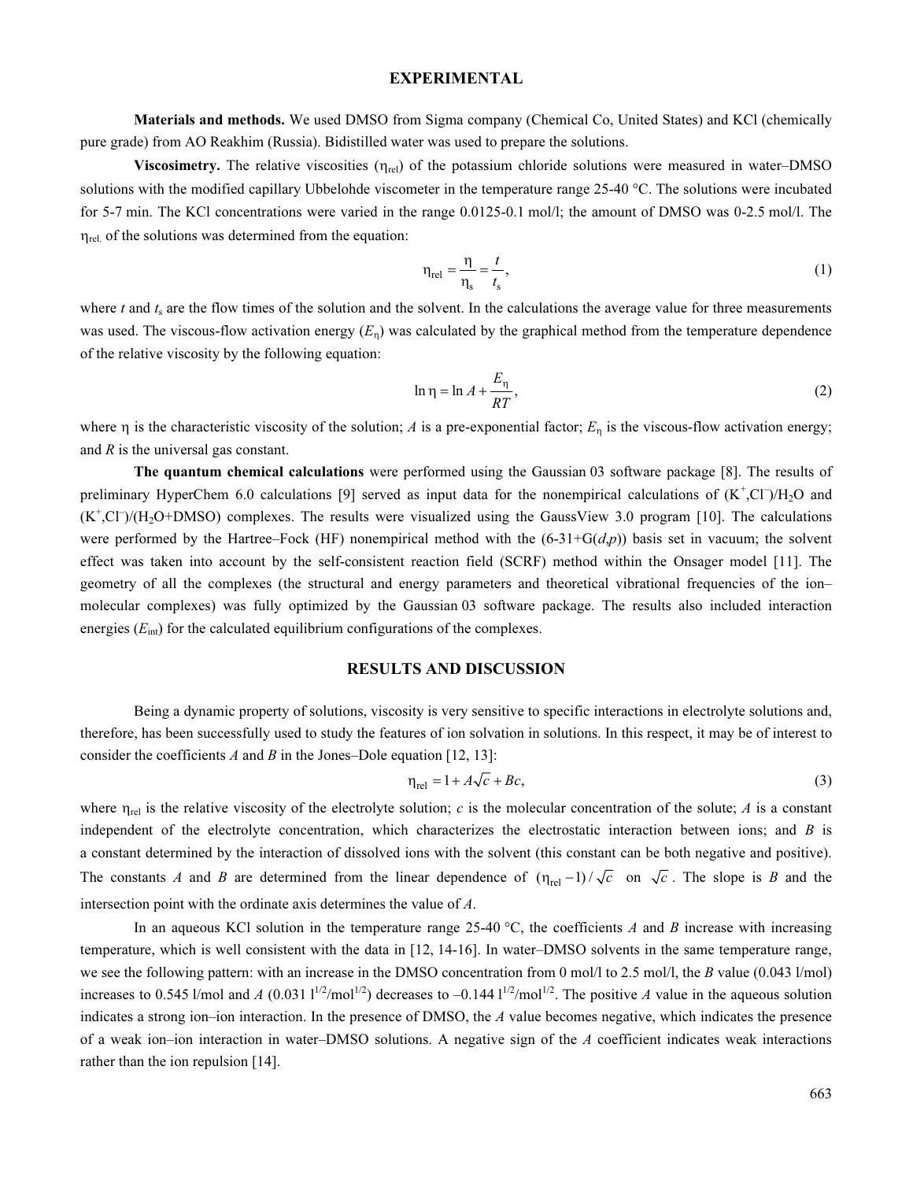## EXPERIMENTAL

**Materials and methods.** We used DMSO from Sigma company (Chemical Co, United States) and KCl (chemically pure grade) from AO Reakhim (Russia). Bidistilled water was used to prepare the solutions.

**Viscosimetry.** The relative viscosities ($\eta_{rel}$) of the potassium chloride solutions were measured in water–DMSO solutions with the modified capillary Ubbelohde viscometer in the temperature range 25-40 °C. The solutions were incubated for 5-7 min. The KCl concentrations were varied in the range 0.0125-0.1 mol/l; the amount of DMSO was 0-2.5 mol/l. The $\eta_{rel.}$ of the solutions was determined from the equation:

$$\eta_{rel} = \frac{\eta}{\eta_s} = \frac{t}{t_s}, \tag{1}$$

where $t$ and $t_s$ are the flow times of the solution and the solvent. In the calculations the average value for three measurements was used. The viscous-flow activation energy ($E_\eta$) was calculated by the graphical method from the temperature dependence of the relative viscosity by the following equation:

$$\ln \eta = \ln A + \frac{E_\eta}{RT}, \tag{2}$$

where $\eta$ is the characteristic viscosity of the solution; $A$ is a pre-exponential factor; $E_\eta$ is the viscous-flow activation energy; and $R$ is the universal gas constant.

**The quantum chemical calculations** were performed using the Gaussian 03 software package [8]. The results of preliminary HyperChem 6.0 calculations [9] served as input data for the nonempirical calculations of $(K^+,Cl^-)/H_2O$ and $(K^+,Cl^-)/(H_2O+DMSO)$ complexes. The results were visualized using the GaussView 3.0 program [10]. The calculations were performed by the Hartree–Fock (HF) nonempirical method with the (6-31+G($d$,$p$)) basis set in vacuum; the solvent effect was taken into account by the self-consistent reaction field (SCRF) method within the Onsager model [11]. The geometry of all the complexes (the structural and energy parameters and theoretical vibrational frequencies of the ion–molecular complexes) was fully optimized by the Gaussian 03 software package. The results also included interaction energies ($E_{int}$) for the calculated equilibrium configurations of the complexes.

## RESULTS AND DISCUSSION

Being a dynamic property of solutions, viscosity is very sensitive to specific interactions in electrolyte solutions and, therefore, has been successfully used to study the features of ion solvation in solutions. In this respect, it may be of interest to consider the coefficients $A$ and $B$ in the Jones–Dole equation [12, 13]:

$$\eta_{rel} = 1 + A\sqrt{c} + Bc, \tag{3}$$

where $\eta_{rel}$ is the relative viscosity of the electrolyte solution; $c$ is the molecular concentration of the solute; $A$ is a constant independent of the electrolyte concentration, which characterizes the electrostatic interaction between ions; and $B$ is a constant determined by the interaction of dissolved ions with the solvent (this constant can be both negative and positive). The constants $A$ and $B$ are determined from the linear dependence of $(\eta_{rel} - 1)/\sqrt{c}$ on $\sqrt{c}$. The slope is $B$ and the intersection point with the ordinate axis determines the value of $A$.

In an aqueous KCl solution in the temperature range 25-40 °C, the coefficients $A$ and $B$ increase with increasing temperature, which is well consistent with the data in [12, 14-16]. In water–DMSO solvents in the same temperature range, we see the following pattern: with an increase in the DMSO concentration from 0 mol/l to 2.5 mol/l, the $B$ value (0.043 l/mol) increases to 0.545 l/mol and $A$ (0.031 $l^{1/2}/mol^{1/2}$) decreases to –0.144 $l^{1/2}/mol^{1/2}$. The positive $A$ value in the aqueous solution indicates a strong ion–ion interaction. In the presence of DMSO, the $A$ value becomes negative, which indicates the presence of a weak ion–ion interaction in water–DMSO solutions. A negative sign of the $A$ coefficient indicates weak interactions rather than the ion repulsion [14].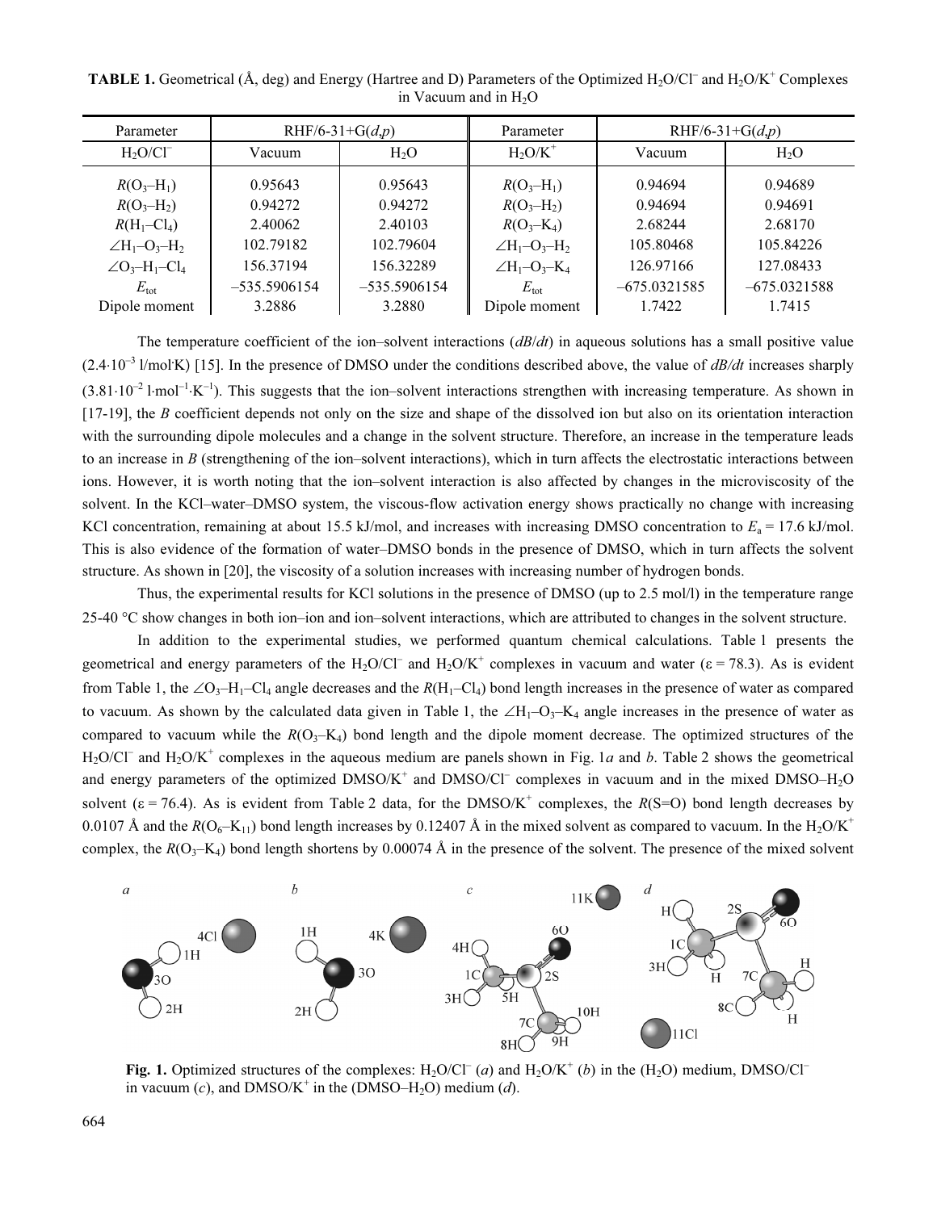**TABLE 1.** Geometrical (Å, deg) and Energy (Hartree and D) Parameters of the Optimized $H_2O/Cl^-$ and $H_2O/K^+$ Complexes in Vacuum and in $H_2O$

| Parameter | RHF/6-31+G(*d*,*p*) | | Parameter | RHF/6-31+G(*d*,*p*) | |
|---|---|---|---|---|---|
| $H_2O/Cl^-$ | Vacuum | $H_2O$ | $H_2O/K^+$ | Vacuum | $H_2O$ |
| $R(O_3–H_1)$ | 0.95643 | 0.95643 | $R(O_3–H_1)$ | 0.94694 | 0.94689 |
| $R(O_3–H_2)$ | 0.94272 | 0.94272 | $R(O_3–H_2)$ | 0.94694 | 0.94691 |
| $R(H_1–Cl_4)$ | 2.40062 | 2.40103 | $R(O_3–K_4)$ | 2.68244 | 2.68170 |
| $\angle H_1–O_3–H_2$ | 102.79182 | 102.79604 | $\angle H_1–O_3–H_2$ | 105.80468 | 105.84226 |
| $\angle O_3–H_1–Cl_4$ | 156.37194 | 156.32289 | $\angle H_1–O_3–K_4$ | 126.97166 | 127.08433 |
| $E_{tot}$ | –535.5906154 | –535.5906154 | $E_{tot}$ | –675.0321585 | –675.0321588 |
| Dipole moment | 3.2886 | 3.2880 | Dipole moment | 1.7422 | 1.7415 |

The temperature coefficient of the ion–solvent interactions ($dB/dt$) in aqueous solutions has a small positive value ($2.4 \cdot 10^{-3}$ l/mol·K) [15]. In the presence of DMSO under the conditions described above, the value of $dB/dt$ increases sharply ($3.81 \cdot 10^{-2}$ l·mol$^{-1}$·K$^{-1}$). This suggests that the ion–solvent interactions strengthen with increasing temperature. As shown in [17-19], the $B$ coefficient depends not only on the size and shape of the dissolved ion but also on its orientation interaction with the surrounding dipole molecules and a change in the solvent structure. Therefore, an increase in the temperature leads to an increase in $B$ (strengthening of the ion–solvent interactions), which in turn affects the electrostatic interactions between ions. However, it is worth noting that the ion–solvent interaction is also affected by changes in the microviscosity of the solvent. In the KCl–water–DMSO system, the viscous-flow activation energy shows practically no change with increasing KCl concentration, remaining at about 15.5 kJ/mol, and increases with increasing DMSO concentration to $E_a$ = 17.6 kJ/mol. This is also evidence of the formation of water–DMSO bonds in the presence of DMSO, which in turn affects the solvent structure. As shown in [20], the viscosity of a solution increases with increasing number of hydrogen bonds.

Thus, the experimental results for KCl solutions in the presence of DMSO (up to 2.5 mol/l) in the temperature range 25-40 °C show changes in both ion–ion and ion–solvent interactions, which are attributed to changes in the solvent structure.

In addition to the experimental studies, we performed quantum chemical calculations. Table 1 presents the geometrical and energy parameters of the $H_2O/Cl^-$ and $H_2O/K^+$ complexes in vacuum and water ($\varepsilon$ = 78.3). As is evident from Table 1, the $\angle O_3–H_1–Cl_4$ angle decreases and the $R(H_1–Cl_4)$ bond length increases in the presence of water as compared to vacuum. As shown by the calculated data given in Table 1, the $\angle H_1–O_3–K_4$ angle increases in the presence of water as compared to vacuum while the $R(O_3–K_4)$ bond length and the dipole moment decrease. The optimized structures of the $H_2O/Cl^-$ and $H_2O/K^+$ complexes in the aqueous medium are panels shown in Fig. 1*a* and *b*. Table 2 shows the geometrical and energy parameters of the optimized $DMSO/K^+$ and $DMSO/Cl^-$ complexes in vacuum and in the mixed DMSO–$H_2O$ solvent ($\varepsilon$ = 76.4). As is evident from Table 2 data, for the $DMSO/K^+$ complexes, the $R$(S=O) bond length decreases by 0.0107 Å and the $R(O_6–K_{11})$ bond length increases by 0.12407 Å in the mixed solvent as compared to vacuum. In the $H_2O/K^+$ complex, the $R(O_3–K_4)$ bond length shortens by 0.00074 Å in the presence of the solvent. The presence of the mixed solvent

**Fig. 1.** Optimized structures of the complexes: $H_2O/Cl^-$ (*a*) and $H_2O/K^+$ (*b*) in the ($H_2O$) medium, $DMSO/Cl^-$ in vacuum (*c*), and $DMSO/K^+$ in the (DMSO–$H_2O$) medium (*d*).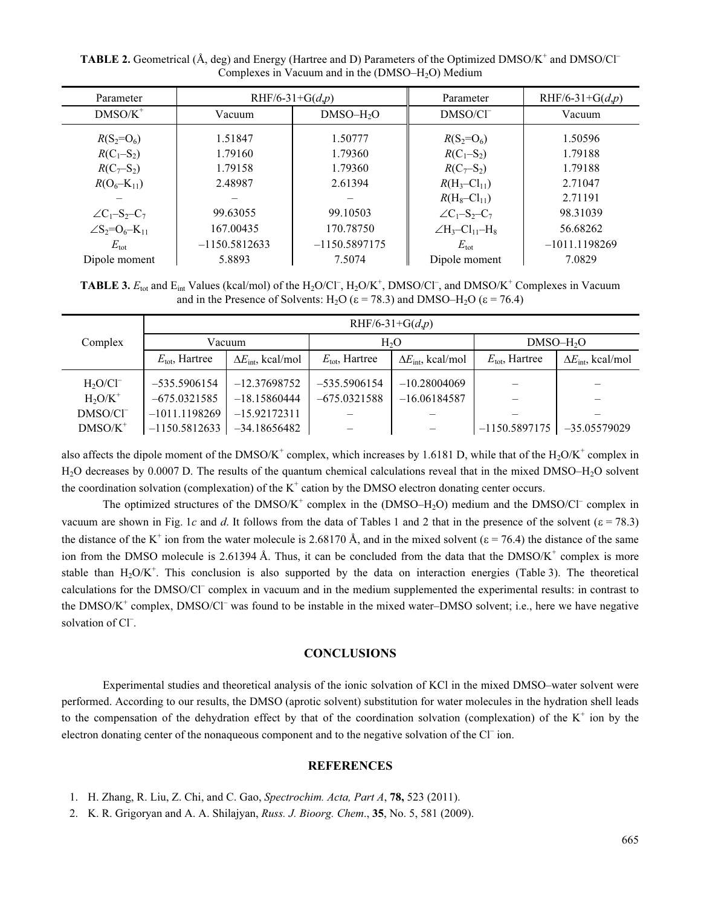**TABLE 2.** Geometrical (Å, deg) and Energy (Hartree and D) Parameters of the Optimized DMSO/$K^+$ and DMSO/$Cl^-$ Complexes in Vacuum and in the (DMSO–$H_2O$) Medium

| Parameter | RHF/6-31+G(*d*,*p*) | | Parameter | RHF/6-31+G(*d*,*p*) |
|---|---|---|---|---|
| DMSO/$K^+$ | Vacuum | DMSO–$H_2O$ | DMSO/$Cl^-$ | Vacuum |
| $R(S_2{=}O_6)$ | 1.51847 | 1.50777 | $R(S_2{=}O_6)$ | 1.50596 |
| $R(C_1–S_2)$ | 1.79160 | 1.79360 | $R(C_1–S_2)$ | 1.79188 |
| $R(C_7–S_2)$ | 1.79158 | 1.79360 | $R(C_7–S_2)$ | 1.79188 |
| $R(O_6–K_{11})$ | 2.48987 | 2.61394 | $R(H_3–Cl_{11})$ | 2.71047 |
| – | – | – | $R(H_8–Cl_{11})$ | 2.71191 |
| $\angle C_1–S_2–C_7$ | 99.63055 | 99.10503 | $\angle C_1–S_2–C_7$ | 98.31039 |
| $\angle S_2{=}O_6–K_{11}$ | 167.00435 | 170.78750 | $\angle H_3–Cl_{11}–H_8$ | 56.68262 |
| $E_{tot}$ | –1150.5812633 | –1150.5897175 | $E_{tot}$ | –1011.1198269 |
| Dipole moment | 5.8893 | 7.5074 | Dipole moment | 7.0829 |

**TABLE 3.** $E_{tot}$ and $E_{int}$ Values (kcal/mol) of the $H_2O/Cl^-$, $H_2O/K^+$, DMSO/$Cl^-$, and DMSO/$K^+$ Complexes in Vacuum and in the Presence of Solvents: $H_2O$ (ε = 78.3) and DMSO–$H_2O$ (ε = 76.4)

| Complex | RHF/6-31+G(*d*,*p*) | | | | | |
|---|---|---|---|---|---|---|
| | Vacuum | | $H_2O$ | | DMSO–$H_2O$ | |
| | $E_{tot}$, Hartree | $\Delta E_{int}$, kcal/mol | $E_{tot}$, Hartree | $\Delta E_{int}$, kcal/mol | $E_{tot}$, Hartree | $\Delta E_{int}$, kcal/mol |
| $H_2O/Cl^-$ | –535.5906154 | –12.37698752 | –535.5906154 | –10.28004069 | – | – |
| $H_2O/K^+$ | –675.0321585 | –18.15860444 | –675.0321588 | –16.06184587 | – | – |
| DMSO/$Cl^-$ | –1011.1198269 | –15.92172311 | – | – | – | – |
| DMSO/$K^+$ | –1150.5812633 | –34.18656482 | – | – | –1150.5897175 | –35.05579029 |

also affects the dipole moment of the DMSO/$K^+$ complex, which increases by 1.6181 D, while that of the $H_2O/K^+$ complex in $H_2O$ decreases by 0.0007 D. The results of the quantum chemical calculations reveal that in the mixed DMSO–$H_2O$ solvent the coordination solvation (complexation) of the $K^+$ cation by the DMSO electron donating center occurs.

The optimized structures of the DMSO/$K^+$ complex in the (DMSO–$H_2O$) medium and the DMSO/$Cl^-$ complex in vacuum are shown in Fig. 1*c* and *d*. It follows from the data of Tables 1 and 2 that in the presence of the solvent (ε = 78.3) the distance of the $K^+$ ion from the water molecule is 2.68170 Å, and in the mixed solvent (ε = 76.4) the distance of the same ion from the DMSO molecule is 2.61394 Å. Thus, it can be concluded from the data that the DMSO/$K^+$ complex is more stable than $H_2O/K^+$. This conclusion is also supported by the data on interaction energies (Table 3). The theoretical calculations for the DMSO/$Cl^-$ complex in vacuum and in the medium supplemented the experimental results: in contrast to the DMSO/$K^+$ complex, DMSO/$Cl^-$ was found to be instable in the mixed water–DMSO solvent; i.e., here we have negative solvation of $Cl^-$.

## CONCLUSIONS

Experimental studies and theoretical analysis of the ionic solvation of KCl in the mixed DMSO–water solvent were performed. According to our results, the DMSO (aprotic solvent) substitution for water molecules in the hydration shell leads to the compensation of the dehydration effect by that of the coordination solvation (complexation) of the $K^+$ ion by the electron donating center of the nonaqueous component and to the negative solvation of the $Cl^-$ ion.

## REFERENCES

1. H. Zhang, R. Liu, Z. Chi, and C. Gao, *Spectrochim. Acta, Part A*, **78,** 523 (2011).
2. K. R. Grigoryan and A. A. Shilajyan, *Russ. J. Bioorg. Chem*., **35**, No. 5, 581 (2009).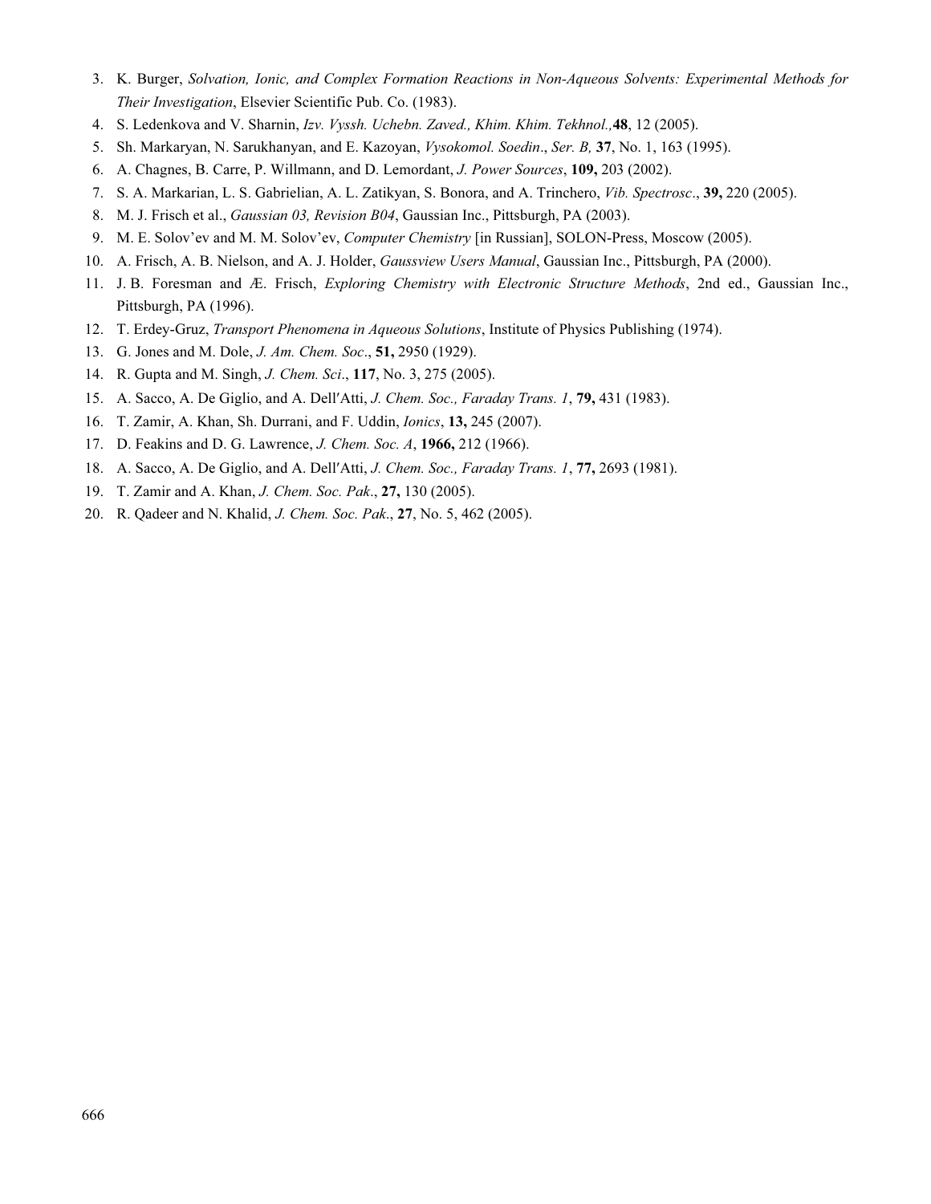3. K. Burger, *Solvation, Ionic, and Complex Formation Reactions in Non-Aqueous Solvents: Experimental Methods for Their Investigation*, Elsevier Scientific Pub. Co. (1983).
4. S. Ledenkova and V. Sharnin, *Izv. Vyssh. Uchebn. Zaved., Khim. Khim. Tekhnol.,* **48**, 12 (2005).
5. Sh. Markaryan, N. Sarukhanyan, and E. Kazoyan, *Vysokomol. Soedin*., *Ser. B,* **37**, No. 1, 163 (1995).
6. A. Chagnes, B. Carre, P. Willmann, and D. Lemordant, *J. Power Sources*, **109,** 203 (2002).
7. S. A. Markarian, L. S. Gabrielian, A. L. Zatikyan, S. Bonora, and A. Trinchero, *Vib. Spectrosc*., **39,** 220 (2005).
8. M. J. Frisch et al., *Gaussian 03, Revision B04*, Gaussian Inc., Pittsburgh, PA (2003).
9. M. E. Solov'ev and M. M. Solov'ev, *Computer Chemistry* [in Russian], SOLON-Press, Moscow (2005).
10. A. Frisch, A. B. Nielson, and A. J. Holder, *Gaussview Users Manual*, Gaussian Inc., Pittsburgh, PA (2000).
11. J. B. Foresman and Æ. Frisch, *Exploring Chemistry with Electronic Structure Methods*, 2nd ed., Gaussian Inc., Pittsburgh, PA (1996).
12. T. Erdey-Gruz, *Transport Phenomena in Aqueous Solutions*, Institute of Physics Publishing (1974).
13. G. Jones and M. Dole, *J. Am. Chem. Soc*., **51,** 2950 (1929).
14. R. Gupta and M. Singh, *J. Chem. Sci*., **117**, No. 3, 275 (2005).
15. A. Sacco, A. De Giglio, and A. Dell′Atti, *J. Chem. Soc., Faraday Trans. 1*, **79,** 431 (1983).
16. T. Zamir, A. Khan, Sh. Durrani, and F. Uddin, *Ionics*, **13,** 245 (2007).
17. D. Feakins and D. G. Lawrence, *J. Chem. Soc. A*, **1966,** 212 (1966).
18. A. Sacco, A. De Giglio, and A. Dell′Atti, *J. Chem. Soc., Faraday Trans. 1*, **77,** 2693 (1981).
19. T. Zamir and A. Khan, *J. Chem. Soc. Pak*., **27,** 130 (2005).
20. R. Qadeer and N. Khalid, *J. Chem. Soc. Pak*., **27**, No. 5, 462 (2005).